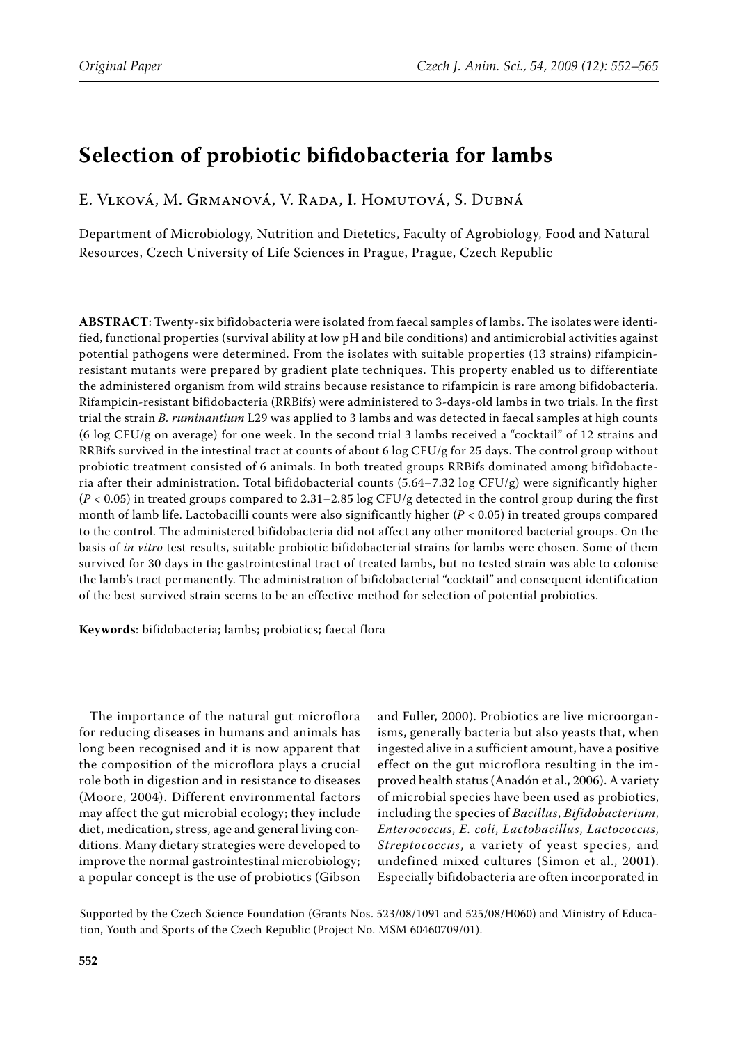# Selection of probiotic bifidobacteria for lambs

E. Vlková, M. Grmanová, V. Rada, I. Homutová, S. Dubná

Department of Microbiology, Nutrition and Dietetics, Faculty of Agrobiology, Food and Natural Resources, Czech University of Life Sciences in Prague, Prague, Czech Republic

**ABSTRACT**: Twenty-six bifidobacteria were isolated from faecal samples of lambs. The isolates were identified, functional properties (survival ability at low pH and bile conditions) and antimicrobial activities against potential pathogens were determined. From the isolates with suitable properties (13 strains) rifampicin-resistant mutants were prepared by gradient plate techniques. This property enabled us to differentiate the administered organism from wild strains because resistance to rifampicin is rare among bifidobacteria. Rifampicin-resistant bifidobacteria (RRBifs) were administered to 3-days-old lambs in two trials. In the first trial the strain *B. ruminantium* L29 was applied to 3 lambs and was detected in faecal samples at high counts (6 log CFU/g on average) for one week. In the second trial 3 lambs received a "cocktail" of 12 strains and RRBifs survived in the intestinal tract at counts of about 6 log CFU/g for 25 days. The control group without probiotic treatment consisted of 6 animals. In both treated groups RRBifs dominated among bifidobacteria after their administration. Total bifidobacterial counts (5.64–7.32 log CFU/g) were significantly higher ($P < 0.05$) in treated groups compared to 2.31–2.85 log CFU/g detected in the control group during the first month of lamb life. Lactobacilli counts were also significantly higher ($P < 0.05$) in treated groups compared to the control. The administered bifidobacteria did not affect any other monitored bacterial groups. On the basis of *in vitro* test results, suitable probiotic bifidobacterial strains for lambs were chosen. Some of them survived for 30 days in the gastrointestinal tract of treated lambs, but no tested strain was able to colonise the lamb's tract permanently. The administration of bifidobacterial "cocktail" and consequent identification of the best survived strain seems to be an effective method for selection of potential probiotics.

**Keywords**: bifidobacteria; lambs; probiotics; faecal flora

The importance of the natural gut microflora for reducing diseases in humans and animals has long been recognised and it is now apparent that the composition of the microflora plays a crucial role both in digestion and in resistance to diseases (Moore, 2004). Different environmental factors may affect the gut microbial ecology; they include diet, medication, stress, age and general living conditions. Many dietary strategies were developed to improve the normal gastrointestinal microbiology; a popular concept is the use of probiotics (Gibson and Fuller, 2000). Probiotics are live microorganisms, generally bacteria but also yeasts that, when ingested alive in a sufficient amount, have a positive effect on the gut microflora resulting in the improved health status (Anadón et al., 2006). A variety of microbial species have been used as probiotics, including the species of *Bacillus*, *Bifidobacterium*, *Enterococcus*, *E. coli*, *Lactobacillus*, *Lactococcus*, *Streptococcus*, a variety of yeast species, and undefined mixed cultures (Simon et al., 2001). Especially bifidobacteria are often incorporated in

---

Supported by the Czech Science Foundation (Grants Nos. 523/08/1091 and 525/08/H060) and Ministry of Education, Youth and Sports of the Czech Republic (Project No. MSM 60460709/01).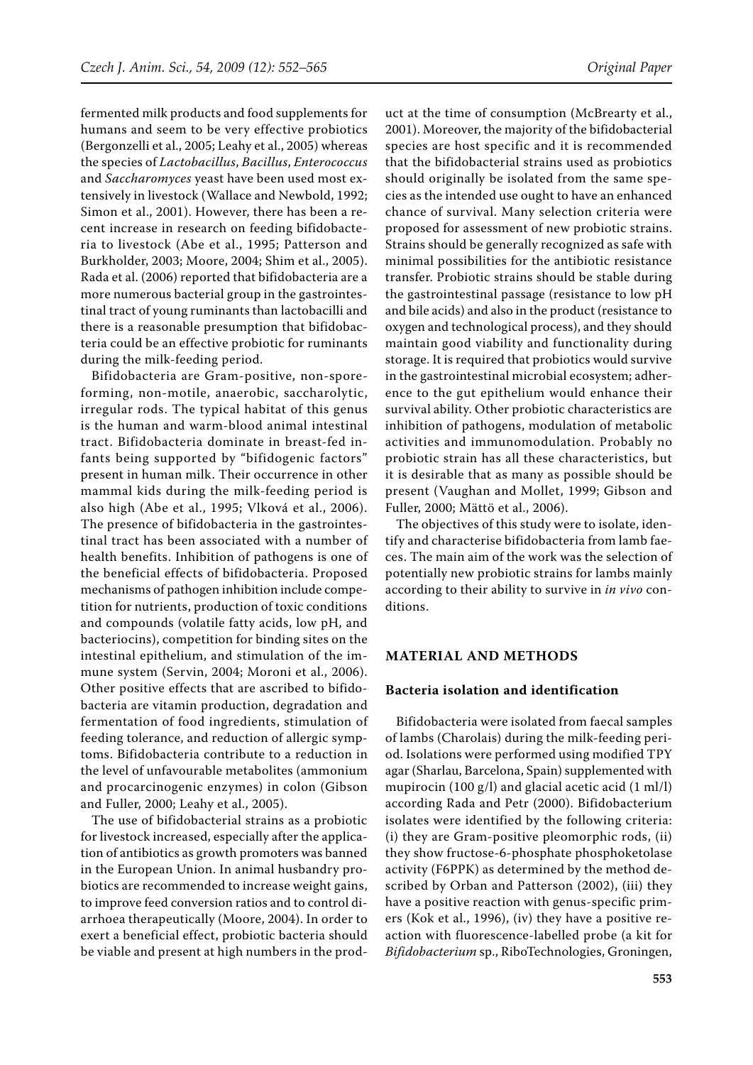fermented milk products and food supplements for humans and seem to be very effective probiotics (Bergonzelli et al., 2005; Leahy et al., 2005) whereas the species of *Lactobacillus*, *Bacillus*, *Enterococcus* and *Saccharomyces* yeast have been used most extensively in livestock (Wallace and Newbold, 1992; Simon et al., 2001). However, there has been a recent increase in research on feeding bifidobacteria to livestock (Abe et al., 1995; Patterson and Burkholder, 2003; Moore, 2004; Shim et al., 2005). Rada et al. (2006) reported that bifidobacteria are a more numerous bacterial group in the gastrointestinal tract of young ruminants than lactobacilli and there is a reasonable presumption that bifidobacteria could be an effective probiotic for ruminants during the milk-feeding period.

Bifidobacteria are Gram-positive, non-spore-forming, non-motile, anaerobic, saccharolytic, irregular rods. The typical habitat of this genus is the human and warm-blood animal intestinal tract. Bifidobacteria dominate in breast-fed infants being supported by "bifidogenic factors" present in human milk. Their occurrence in other mammal kids during the milk-feeding period is also high (Abe et al., 1995; Vlková et al., 2006). The presence of bifidobacteria in the gastrointestinal tract has been associated with a number of health benefits. Inhibition of pathogens is one of the beneficial effects of bifidobacteria. Proposed mechanisms of pathogen inhibition include competition for nutrients, production of toxic conditions and compounds (volatile fatty acids, low pH, and bacteriocins), competition for binding sites on the intestinal epithelium, and stimulation of the immune system (Servin, 2004; Moroni et al., 2006). Other positive effects that are ascribed to bifidobacteria are vitamin production, degradation and fermentation of food ingredients, stimulation of feeding tolerance, and reduction of allergic symptoms. Bifidobacteria contribute to a reduction in the level of unfavourable metabolites (ammonium and procarcinogenic enzymes) in colon (Gibson and Fuller, 2000; Leahy et al., 2005).

The use of bifidobacterial strains as a probiotic for livestock increased, especially after the application of antibiotics as growth promoters was banned in the European Union. In animal husbandry probiotics are recommended to increase weight gains, to improve feed conversion ratios and to control diarrhoea therapeutically (Moore, 2004). In order to exert a beneficial effect, probiotic bacteria should be viable and present at high numbers in the product at the time of consumption (McBrearty et al., 2001). Moreover, the majority of the bifidobacterial species are host specific and it is recommended that the bifidobacterial strains used as probiotics should originally be isolated from the same species as the intended use ought to have an enhanced chance of survival. Many selection criteria were proposed for assessment of new probiotic strains. Strains should be generally recognized as safe with minimal possibilities for the antibiotic resistance transfer. Probiotic strains should be stable during the gastrointestinal passage (resistance to low pH and bile acids) and also in the product (resistance to oxygen and technological process), and they should maintain good viability and functionality during storage. It is required that probiotics would survive in the gastrointestinal microbial ecosystem; adherence to the gut epithelium would enhance their survival ability. Other probiotic characteristics are inhibition of pathogens, modulation of metabolic activities and immunomodulation. Probably no probiotic strain has all these characteristics, but it is desirable that as many as possible should be present (Vaughan and Mollet, 1999; Gibson and Fuller, 2000; Mättö et al., 2006).

The objectives of this study were to isolate, identify and characterise bifidobacteria from lamb faeces. The main aim of the work was the selection of potentially new probiotic strains for lambs mainly according to their ability to survive in *in vivo* conditions.

## MATERIAL AND METHODS

### Bacteria isolation and identification

Bifidobacteria were isolated from faecal samples of lambs (Charolais) during the milk-feeding period. Isolations were performed using modified TPY agar (Sharlau, Barcelona, Spain) supplemented with mupirocin (100 g/l) and glacial acetic acid (1 ml/l) according Rada and Petr (2000). Bifidobacterium isolates were identified by the following criteria: (i) they are Gram-positive pleomorphic rods, (ii) they show fructose-6-phosphate phosphoketolase activity (F6PPK) as determined by the method described by Orban and Patterson (2002), (iii) they have a positive reaction with genus-specific primers (Kok et al., 1996), (iv) they have a positive reaction with fluorescence-labelled probe (a kit for *Bifidobacterium* sp., RiboTechnologies, Groningen,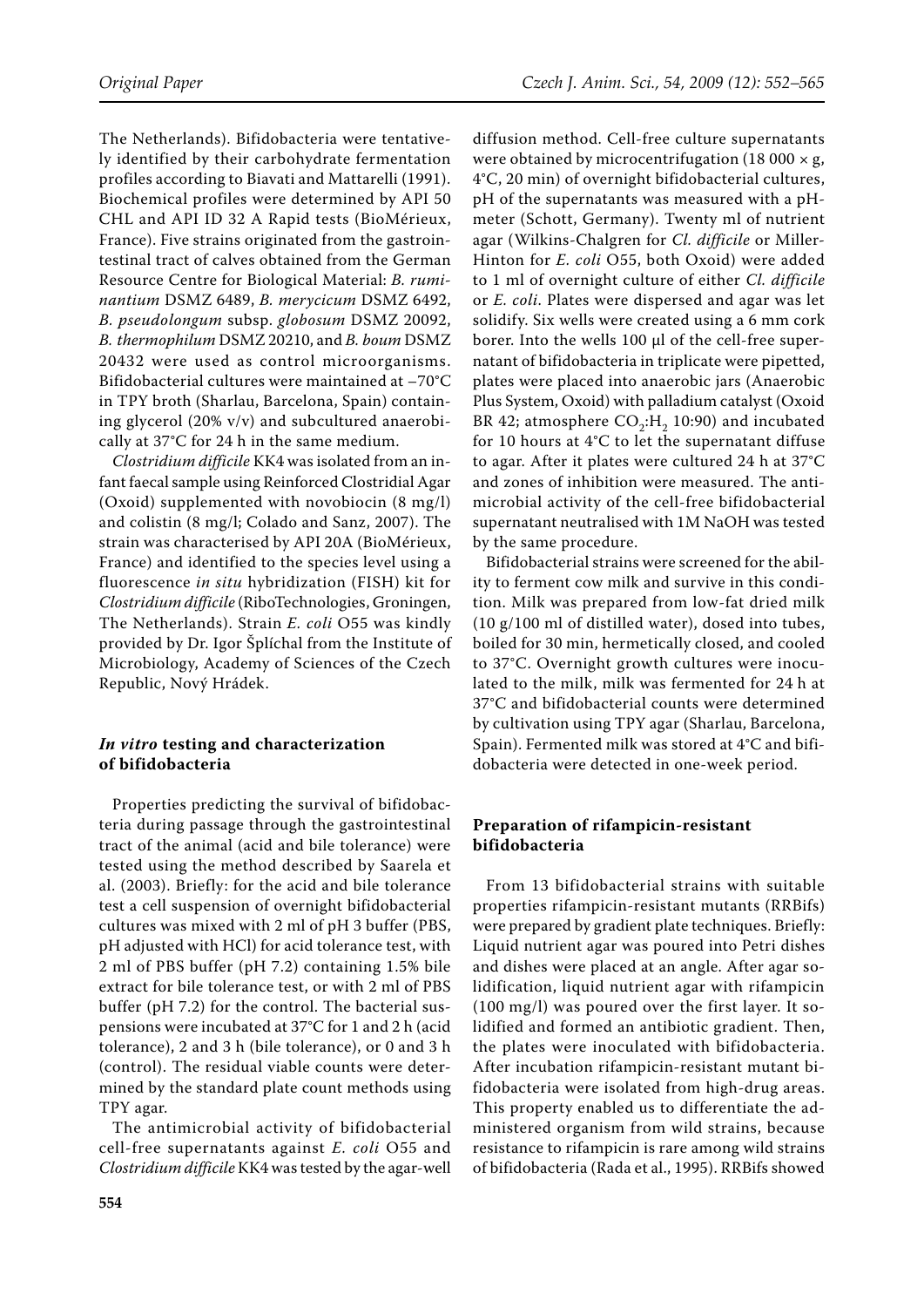The Netherlands). Bifidobacteria were tentatively identified by their carbohydrate fermentation profiles according to Biavati and Mattarelli (1991). Biochemical profiles were determined by API 50 CHL and API ID 32 A Rapid tests (BioMérieux, France). Five strains originated from the gastrointestinal tract of calves obtained from the German Resource Centre for Biological Material: *B. ruminantium* DSMZ 6489, *B. merycicum* DSMZ 6492, *B. pseudolongum* subsp. *globosum* DSMZ 20092, *B. thermophilum* DSMZ 20210, and *B. boum* DSMZ 20432 were used as control microorganisms. Bifidobacterial cultures were maintained at –70°C in TPY broth (Sharlau, Barcelona, Spain) containing glycerol (20% v/v) and subcultured anaerobically at 37°C for 24 h in the same medium.

*Clostridium difficile* KK4 was isolated from an infant faecal sample using Reinforced Clostridial Agar (Oxoid) supplemented with novobiocin (8 mg/l) and colistin (8 mg/l; Colado and Sanz, 2007). The strain was characterised by API 20A (BioMérieux, France) and identified to the species level using a fluorescence *in situ* hybridization (FISH) kit for *Clostridium difficile* (RiboTechnologies, Groningen, The Netherlands). Strain *E. coli* O55 was kindly provided by Dr. Igor Šplíchal from the Institute of Microbiology, Academy of Sciences of the Czech Republic, Nový Hrádek.

### *In vitro* testing and characterization of bifidobacteria

Properties predicting the survival of bifidobacteria during passage through the gastrointestinal tract of the animal (acid and bile tolerance) were tested using the method described by Saarela et al. (2003). Briefly: for the acid and bile tolerance test a cell suspension of overnight bifidobacterial cultures was mixed with 2 ml of pH 3 buffer (PBS, pH adjusted with HCl) for acid tolerance test, with 2 ml of PBS buffer (pH 7.2) containing 1.5% bile extract for bile tolerance test, or with 2 ml of PBS buffer (pH 7.2) for the control. The bacterial suspensions were incubated at 37°C for 1 and 2 h (acid tolerance), 2 and 3 h (bile tolerance), or 0 and 3 h (control). The residual viable counts were determined by the standard plate count methods using TPY agar.

The antimicrobial activity of bifidobacterial cell-free supernatants against *E. coli* O55 and *Clostridium difficile* KK4 was tested by the agar-well diffusion method. Cell-free culture supernatants were obtained by microcentrifugation (18 000 × g, 4°C, 20 min) of overnight bifidobacterial cultures, pH of the supernatants was measured with a pH-meter (Schott, Germany). Twenty ml of nutrient agar (Wilkins-Chalgren for *Cl. difficile* or Miller-Hinton for *E. coli* O55, both Oxoid) were added to 1 ml of overnight culture of either *Cl. difficile* or *E. coli*. Plates were dispersed and agar was let solidify. Six wells were created using a 6 mm cork borer. Into the wells 100 μl of the cell-free supernatant of bifidobacteria in triplicate were pipetted, plates were placed into anaerobic jars (Anaerobic Plus System, Oxoid) with palladium catalyst (Oxoid BR 42; atmosphere $CO_2$:$H_2$ 10:90) and incubated for 10 hours at 4°C to let the supernatant diffuse to agar. After it plates were cultured 24 h at 37°C and zones of inhibition were measured. The antimicrobial activity of the cell-free bifidobacterial supernatant neutralised with 1M NaOH was tested by the same procedure.

Bifidobacterial strains were screened for the ability to ferment cow milk and survive in this condition. Milk was prepared from low-fat dried milk (10 g/100 ml of distilled water), dosed into tubes, boiled for 30 min, hermetically closed, and cooled to 37°C. Overnight growth cultures were inoculated to the milk, milk was fermented for 24 h at 37°C and bifidobacterial counts were determined by cultivation using TPY agar (Sharlau, Barcelona, Spain). Fermented milk was stored at 4°C and bifidobacteria were detected in one-week period.

### Preparation of rifampicin-resistant bifidobacteria

From 13 bifidobacterial strains with suitable properties rifampicin-resistant mutants (RRBifs) were prepared by gradient plate techniques. Briefly: Liquid nutrient agar was poured into Petri dishes and dishes were placed at an angle. After agar solidification, liquid nutrient agar with rifampicin (100 mg/l) was poured over the first layer. It solidified and formed an antibiotic gradient. Then, the plates were inoculated with bifidobacteria. After incubation rifampicin-resistant mutant bifidobacteria were isolated from high-drug areas. This property enabled us to differentiate the administered organism from wild strains, because resistance to rifampicin is rare among wild strains of bifidobacteria (Rada et al., 1995). RRBifs showed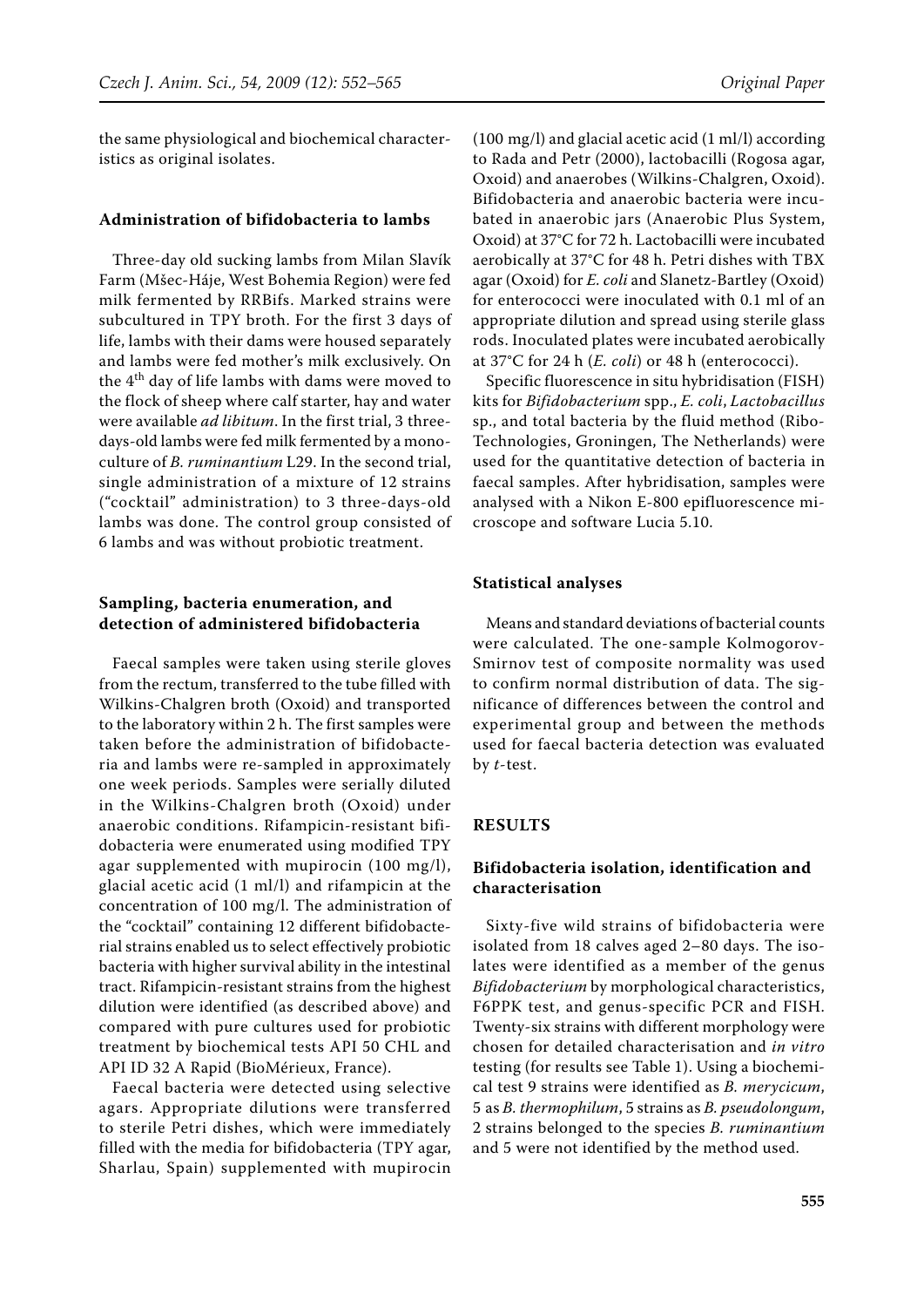the same physiological and biochemical characteristics as original isolates.

### Administration of bifidobacteria to lambs

Three-day old sucking lambs from Milan Slavík Farm (Mšec-Háje, West Bohemia Region) were fed milk fermented by RRBifs. Marked strains were subcultured in TPY broth. For the first 3 days of life, lambs with their dams were housed separately and lambs were fed mother's milk exclusively. On the 4th day of life lambs with dams were moved to the flock of sheep where calf starter, hay and water were available *ad libitum*. In the first trial, 3 three-days-old lambs were fed milk fermented by a monoculture of *B. ruminantium* L29. In the second trial, single administration of a mixture of 12 strains ("cocktail" administration) to 3 three-days-old lambs was done. The control group consisted of 6 lambs and was without probiotic treatment.

### Sampling, bacteria enumeration, and detection of administered bifidobacteria

Faecal samples were taken using sterile gloves from the rectum, transferred to the tube filled with Wilkins-Chalgren broth (Oxoid) and transported to the laboratory within 2 h. The first samples were taken before the administration of bifidobacteria and lambs were re-sampled in approximately one week periods. Samples were serially diluted in the Wilkins-Chalgren broth (Oxoid) under anaerobic conditions. Rifampicin-resistant bifidobacteria were enumerated using modified TPY agar supplemented with mupirocin (100 mg/l), glacial acetic acid (1 ml/l) and rifampicin at the concentration of 100 mg/l. The administration of the "cocktail" containing 12 different bifidobacterial strains enabled us to select effectively probiotic bacteria with higher survival ability in the intestinal tract. Rifampicin-resistant strains from the highest dilution were identified (as described above) and compared with pure cultures used for probiotic treatment by biochemical tests API 50 CHL and API ID 32 A Rapid (BioMérieux, France).

Faecal bacteria were detected using selective agars. Appropriate dilutions were transferred to sterile Petri dishes, which were immediately filled with the media for bifidobacteria (TPY agar, Sharlau, Spain) supplemented with mupirocin (100 mg/l) and glacial acetic acid (1 ml/l) according to Rada and Petr (2000), lactobacilli (Rogosa agar, Oxoid) and anaerobes (Wilkins-Chalgren, Oxoid). Bifidobacteria and anaerobic bacteria were incubated in anaerobic jars (Anaerobic Plus System, Oxoid) at 37°C for 72 h. Lactobacilli were incubated aerobically at 37°C for 48 h. Petri dishes with TBX agar (Oxoid) for *E. coli* and Slanetz-Bartley (Oxoid) for enterococci were inoculated with 0.1 ml of an appropriate dilution and spread using sterile glass rods. Inoculated plates were incubated aerobically at 37°C for 24 h (*E. coli*) or 48 h (enterococci).

Specific fluorescence in situ hybridisation (FISH) kits for *Bifidobacterium* spp., *E. coli*, *Lactobacillus* sp., and total bacteria by the fluid method (Ribo-Technologies, Groningen, The Netherlands) were used for the quantitative detection of bacteria in faecal samples. After hybridisation, samples were analysed with a Nikon E-800 epifluorescence microscope and software Lucia 5.10.

### Statistical analyses

Means and standard deviations of bacterial counts were calculated. The one-sample Kolmogorov-Smirnov test of composite normality was used to confirm normal distribution of data. The significance of differences between the control and experimental group and between the methods used for faecal bacteria detection was evaluated by *t*-test.

## RESULTS

### Bifidobacteria isolation, identification and characterisation

Sixty-five wild strains of bifidobacteria were isolated from 18 calves aged 2–80 days. The isolates were identified as a member of the genus *Bifidobacterium* by morphological characteristics, F6PPK test, and genus-specific PCR and FISH. Twenty-six strains with different morphology were chosen for detailed characterisation and *in vitro* testing (for results see Table 1). Using a biochemical test 9 strains were identified as *B. merycicum*, 5 as *B. thermophilum*, 5 strains as *B. pseudolongum*, 2 strains belonged to the species *B. ruminantium* and 5 were not identified by the method used.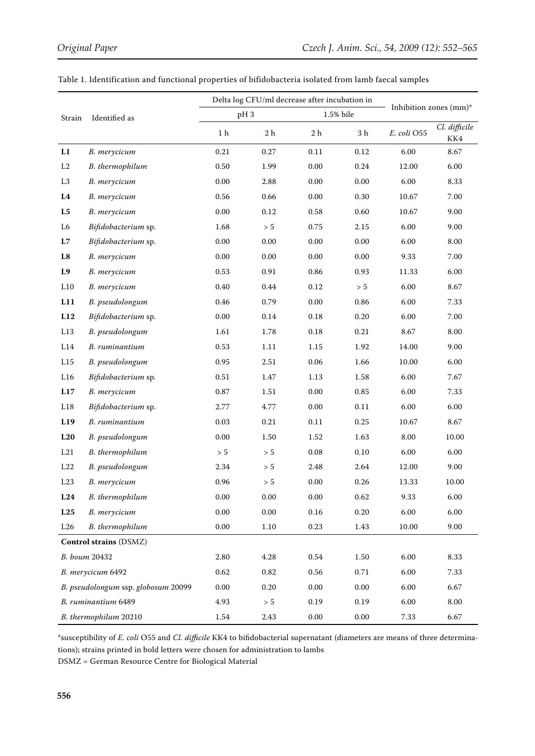Table 1. Identification and functional properties of bifidobacteria isolated from lamb faecal samples

| Strain | Identified as | Delta log CFU/ml decrease after incubation in | | | | Inhibition zones (mm)* | |
|---|---|---|---|---|---|---|---|
| | | pH 3 | | 1.5% bile | | | |
| | | 1 h | 2 h | 2 h | 3 h | *E. coli* O55 | *Cl. difficile* KK4 |
| **L1** | *B. merycicum* | 0.21 | 0.27 | 0.11 | 0.12 | 6.00 | 8.67 |
| L2 | *B. thermophilum* | 0.50 | 1.99 | 0.00 | 0.24 | 12.00 | 6.00 |
| L3 | *B. merycicum* | 0.00 | 2.88 | 0.00 | 0.00 | 6.00 | 8.33 |
| **L4** | *B. merycicum* | 0.56 | 0.66 | 0.00 | 0.30 | 10.67 | 7.00 |
| **L5** | *B. merycicum* | 0.00 | 0.12 | 0.58 | 0.60 | 10.67 | 9.00 |
| L6 | *Bifidobacterium* sp. | 1.68 | > 5 | 0.75 | 2.15 | 6.00 | 9.00 |
| **L7** | *Bifidobacterium* sp. | 0.00 | 0.00 | 0.00 | 0.00 | 6.00 | 8.00 |
| **L8** | *B. merycicum* | 0.00 | 0.00 | 0.00 | 0.00 | 9.33 | 7.00 |
| **L9** | *B. merycicum* | 0.53 | 0.91 | 0.86 | 0.93 | 11.33 | 6.00 |
| L10 | *B. merycicum* | 0.40 | 0.44 | 0.12 | > 5 | 6.00 | 8.67 |
| **L11** | *B. pseudolongum* | 0.46 | 0.79 | 0.00 | 0.86 | 6.00 | 7.33 |
| **L12** | *Bifidobacterium* sp. | 0.00 | 0.14 | 0.18 | 0.20 | 6.00 | 7.00 |
| L13 | *B. pseudolongum* | 1.61 | 1.78 | 0.18 | 0.21 | 8.67 | 8.00 |
| L14 | *B. ruminantium* | 0.53 | 1.11 | 1.15 | 1.92 | 14.00 | 9.00 |
| L15 | *B. pseudolongum* | 0.95 | 2.51 | 0.06 | 1.66 | 10.00 | 6.00 |
| L16 | *Bifidobacterium* sp. | 0.51 | 1.47 | 1.13 | 1.58 | 6.00 | 7.67 |
| **L17** | *B. merycicum* | 0.87 | 1.51 | 0.00 | 0.85 | 6.00 | 7.33 |
| L18 | *Bifidobacterium* sp. | 2.77 | 4.77 | 0.00 | 0.11 | 6.00 | 6.00 |
| **L19** | *B. ruminantium* | 0.03 | 0.21 | 0.11 | 0.25 | 10.67 | 8.67 |
| **L20** | *B. pseudolongum* | 0.00 | 1.50 | 1.52 | 1.63 | 8.00 | 10.00 |
| L21 | *B. thermophilum* | > 5 | > 5 | 0.08 | 0.10 | 6.00 | 6.00 |
| L22 | *B. pseudolongum* | 2.34 | > 5 | 2.48 | 2.64 | 12.00 | 9.00 |
| L23 | *B. merycicum* | 0.96 | > 5 | 0.00 | 0.26 | 13.33 | 10.00 |
| **L24** | *B. thermophilum* | 0.00 | 0.00 | 0.00 | 0.62 | 9.33 | 6.00 |
| **L25** | *B. merycicum* | 0.00 | 0.00 | 0.16 | 0.20 | 6.00 | 6.00 |
| L26 | *B. thermophilum* | 0.00 | 1.10 | 0.23 | 1.43 | 10.00 | 9.00 |
| **Control strains** (DSMZ) | | | | | | | |
| *B. boum* 20432 | | 2.80 | 4.28 | 0.54 | 1.50 | 6.00 | 8.33 |
| *B. merycicum* 6492 | | 0.62 | 0.82 | 0.56 | 0.71 | 6.00 | 7.33 |
| *B. pseudolongum* ssp. *globosum* 20099 | | 0.00 | 0.20 | 0.00 | 0.00 | 6.00 | 6.67 |
| *B. ruminantium* 6489 | | 4.93 | > 5 | 0.19 | 0.19 | 6.00 | 8.00 |
| *B. thermophilum* 20210 | | 1.54 | 2.43 | 0.00 | 0.00 | 7.33 | 6.67 |

*susceptibility of *E. coli* O55 and *Cl. difficile* KK4 to bifidobacterial supernatant (diameters are means of three determinations); strains printed in bold letters were chosen for administration to lambs

DSMZ = German Resource Centre for Biological Material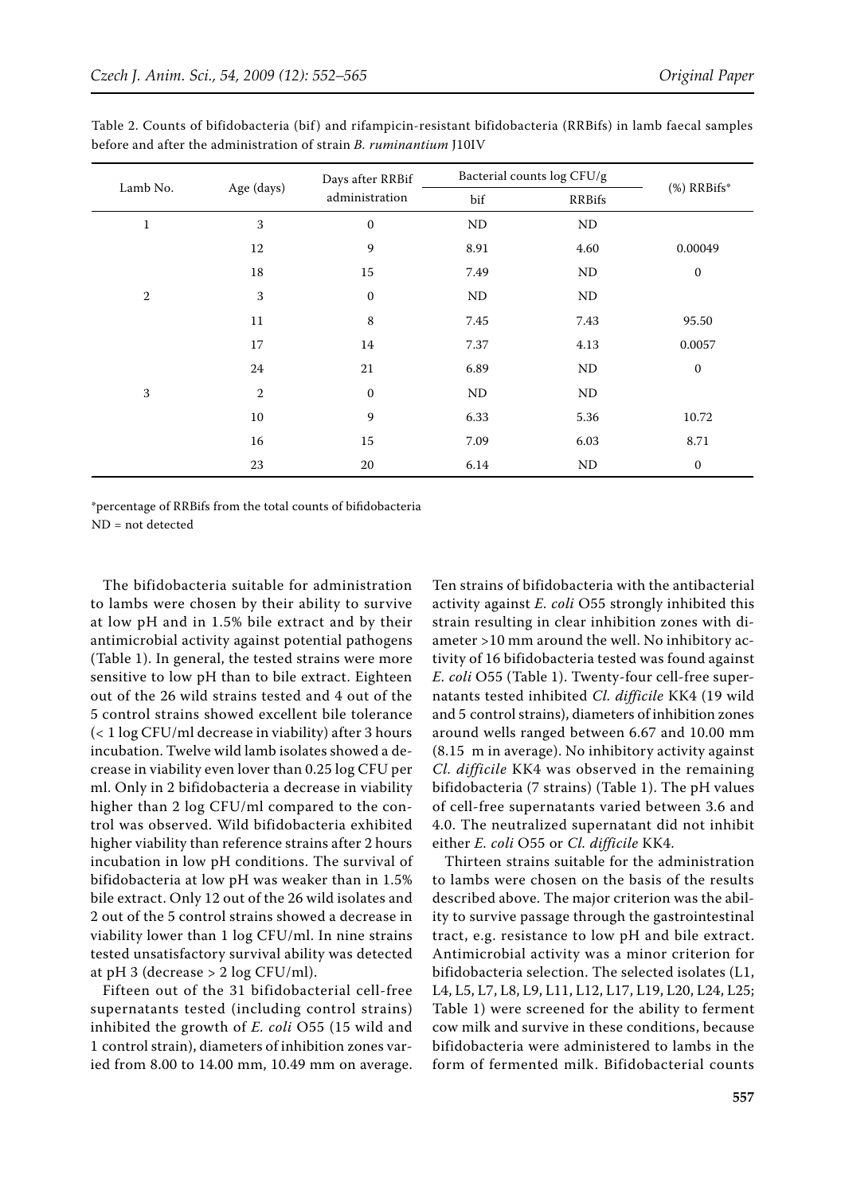Table 2. Counts of bifidobacteria (bif) and rifampicin-resistant bifidobacteria (RRBifs) in lamb faecal samples before and after the administration of strain *B. ruminantium* J10IV

| Lamb No. | Age (days) | Days after RRBif administration | Bacterial counts log CFU/g | | (%) RRBifs* |
|---|---|---|---|---|---|
| | | | bif | RRBifs | |
| 1 | 3 | 0 | ND | ND | |
| | 12 | 9 | 8.91 | 4.60 | 0.00049 |
| | 18 | 15 | 7.49 | ND | 0 |
| 2 | 3 | 0 | ND | ND | |
| | 11 | 8 | 7.45 | 7.43 | 95.50 |
| | 17 | 14 | 7.37 | 4.13 | 0.0057 |
| | 24 | 21 | 6.89 | ND | 0 |
| 3 | 2 | 0 | ND | ND | |
| | 10 | 9 | 6.33 | 5.36 | 10.72 |
| | 16 | 15 | 7.09 | 6.03 | 8.71 |
| | 23 | 20 | 6.14 | ND | 0 |

*percentage of RRBifs from the total counts of bifidobacteria
ND = not detected

The bifidobacteria suitable for administration to lambs were chosen by their ability to survive at low pH and in 1.5% bile extract and by their antimicrobial activity against potential pathogens (Table 1). In general, the tested strains were more sensitive to low pH than to bile extract. Eighteen out of the 26 wild strains tested and 4 out of the 5 control strains showed excellent bile tolerance (< 1 log CFU/ml decrease in viability) after 3 hours incubation. Twelve wild lamb isolates showed a decrease in viability even lover than 0.25 log CFU per ml. Only in 2 bifidobacteria a decrease in viability higher than 2 log CFU/ml compared to the control was observed. Wild bifidobacteria exhibited higher viability than reference strains after 2 hours incubation in low pH conditions. The survival of bifidobacteria at low pH was weaker than in 1.5% bile extract. Only 12 out of the 26 wild isolates and 2 out of the 5 control strains showed a decrease in viability lower than 1 log CFU/ml. In nine strains tested unsatisfactory survival ability was detected at pH 3 (decrease > 2 log CFU/ml).

Fifteen out of the 31 bifidobacterial cell-free supernatants tested (including control strains) inhibited the growth of *E. coli* O55 (15 wild and 1 control strain), diameters of inhibition zones varied from 8.00 to 14.00 mm, 10.49 mm on average. Ten strains of bifidobacteria with the antibacterial activity against *E. coli* O55 strongly inhibited this strain resulting in clear inhibition zones with diameter >10 mm around the well. No inhibitory activity of 16 bifidobacteria tested was found against *E. coli* O55 (Table 1). Twenty-four cell-free supernatants tested inhibited *Cl. difficile* KK4 (19 wild and 5 control strains), diameters of inhibition zones around wells ranged between 6.67 and 10.00 mm (8.15 m in average). No inhibitory activity against *Cl. difficile* KK4 was observed in the remaining bifidobacteria (7 strains) (Table 1). The pH values of cell-free supernatants varied between 3.6 and 4.0. The neutralized supernatant did not inhibit either *E. coli* O55 or *Cl. difficile* KK4.

Thirteen strains suitable for the administration to lambs were chosen on the basis of the results described above. The major criterion was the ability to survive passage through the gastrointestinal tract, e.g. resistance to low pH and bile extract. Antimicrobial activity was a minor criterion for bifidobacteria selection. The selected isolates (L1, L4, L5, L7, L8, L9, L11, L12, L17, L19, L20, L24, L25; Table 1) were screened for the ability to ferment cow milk and survive in these conditions, because bifidobacteria were administered to lambs in the form of fermented milk. Bifidobacterial counts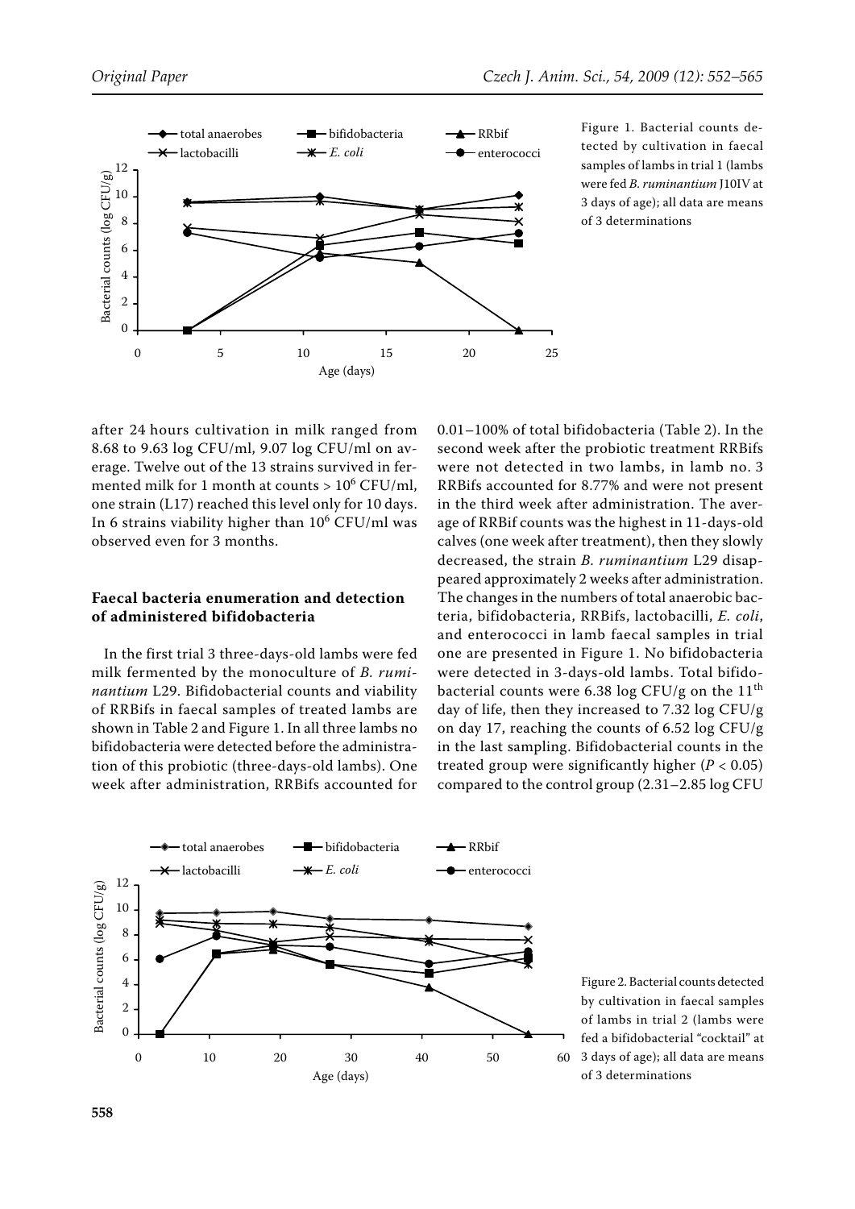Figure 1. Bacterial counts detected by cultivation in faecal samples of lambs in trial 1 (lambs were fed *B. ruminantium* J10IV at 3 days of age); all data are means of 3 determinations

after 24 hours cultivation in milk ranged from 8.68 to 9.63 log CFU/ml, 9.07 log CFU/ml on average. Twelve out of the 13 strains survived in fermented milk for 1 month at counts > $10^6$ CFU/ml, one strain (L17) reached this level only for 10 days. In 6 strains viability higher than $10^6$ CFU/ml was observed even for 3 months.

### Faecal bacteria enumeration and detection of administered bifidobacteria

In the first trial 3 three-days-old lambs were fed milk fermented by the monoculture of *B. ruminantium* L29. Bifidobacterial counts and viability of RRBifs in faecal samples of treated lambs are shown in Table 2 and Figure 1. In all three lambs no bifidobacteria were detected before the administration of this probiotic (three-days-old lambs). One week after administration, RRBifs accounted for 0.01–100% of total bifidobacteria (Table 2). In the second week after the probiotic treatment RRBifs were not detected in two lambs, in lamb no. 3 RRBifs accounted for 8.77% and were not present in the third week after administration. The average of RRBif counts was the highest in 11-days-old calves (one week after treatment), then they slowly decreased, the strain *B. ruminantium* L29 disappeared approximately 2 weeks after administration. The changes in the numbers of total anaerobic bacteria, bifidobacteria, RRBifs, lactobacilli, *E. coli*, and enterococci in lamb faecal samples in trial one are presented in Figure 1. No bifidobacteria were detected in 3-days-old lambs. Total bifidobacterial counts were 6.38 log CFU/g on the 11th day of life, then they increased to 7.32 log CFU/g on day 17, reaching the counts of 6.52 log CFU/g in the last sampling. Bifidobacterial counts in the treated group were significantly higher ($P < 0.05$) compared to the control group (2.31–2.85 log CFU

Figure 2. Bacterial counts detected by cultivation in faecal samples of lambs in trial 2 (lambs were fed a bifidobacterial "cocktail" at 3 days of age); all data are means of 3 determinations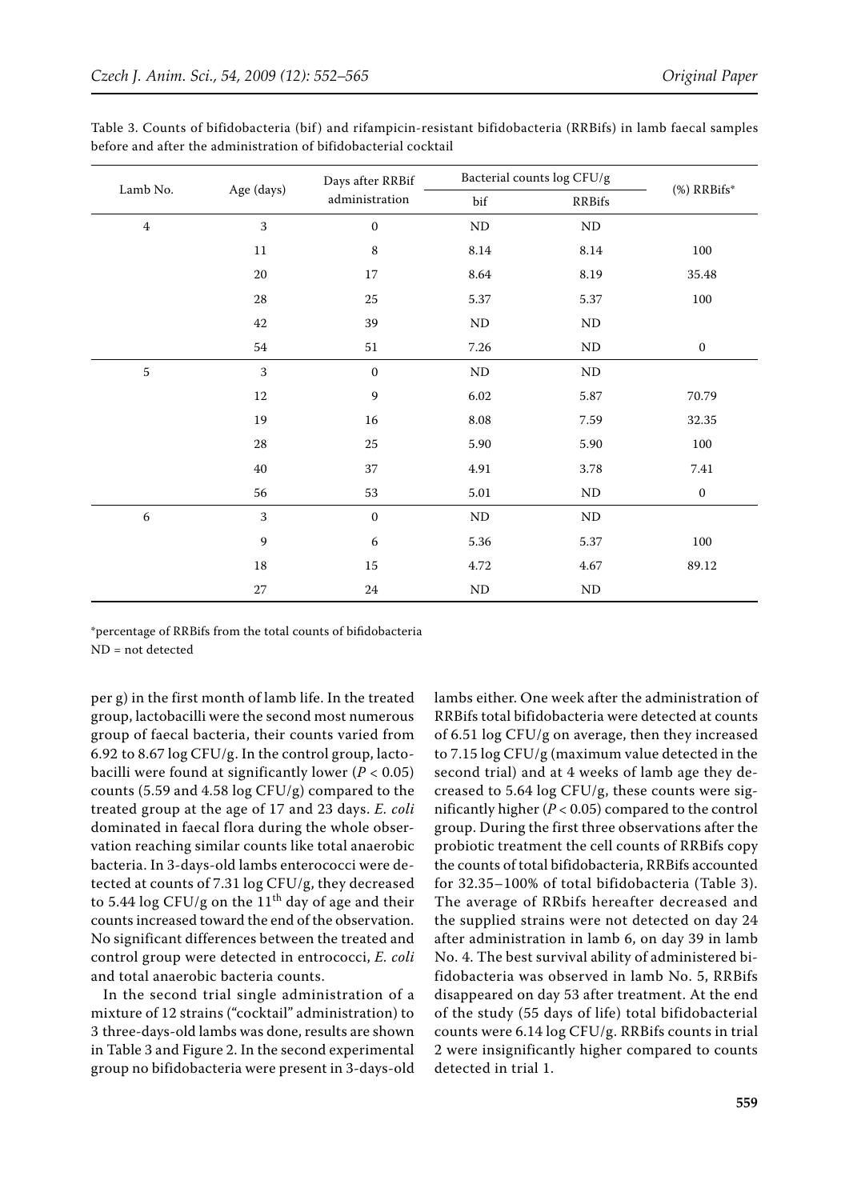Table 3. Counts of bifidobacteria (bif) and rifampicin-resistant bifidobacteria (RRBifs) in lamb faecal samples before and after the administration of bifidobacterial cocktail

| Lamb No. | Age (days) | Days after RRBif administration | Bacterial counts log CFU/g | | (%) RRBifs* |
|---|---|---|---|---|---|
| | | | bif | RRBifs | |
| 4 | 3 | 0 | ND | ND | |
| | 11 | 8 | 8.14 | 8.14 | 100 |
| | 20 | 17 | 8.64 | 8.19 | 35.48 |
| | 28 | 25 | 5.37 | 5.37 | 100 |
| | 42 | 39 | ND | ND | |
| | 54 | 51 | 7.26 | ND | 0 |
| 5 | 3 | 0 | ND | ND | |
| | 12 | 9 | 6.02 | 5.87 | 70.79 |
| | 19 | 16 | 8.08 | 7.59 | 32.35 |
| | 28 | 25 | 5.90 | 5.90 | 100 |
| | 40 | 37 | 4.91 | 3.78 | 7.41 |
| | 56 | 53 | 5.01 | ND | 0 |
| 6 | 3 | 0 | ND | ND | |
| | 9 | 6 | 5.36 | 5.37 | 100 |
| | 18 | 15 | 4.72 | 4.67 | 89.12 |
| | 27 | 24 | ND | ND | |

*percentage of RRBifs from the total counts of bifidobacteria

ND = not detected

per g) in the first month of lamb life. In the treated group, lactobacilli were the second most numerous group of faecal bacteria, their counts varied from 6.92 to 8.67 log CFU/g. In the control group, lactobacilli were found at significantly lower ($P < 0.05$) counts (5.59 and 4.58 log CFU/g) compared to the treated group at the age of 17 and 23 days. *E. coli* dominated in faecal flora during the whole observation reaching similar counts like total anaerobic bacteria. In 3-days-old lambs enterococci were detected at counts of 7.31 log CFU/g, they decreased to 5.44 log CFU/g on the 11$^{th}$ day of age and their counts increased toward the end of the observation. No significant differences between the treated and control group were detected in entrococci, *E. coli* and total anaerobic bacteria counts.

In the second trial single administration of a mixture of 12 strains ("cocktail" administration) to 3 three-days-old lambs was done, results are shown in Table 3 and Figure 2. In the second experimental group no bifidobacteria were present in 3-days-old lambs either. One week after the administration of RRBifs total bifidobacteria were detected at counts of 6.51 log CFU/g on average, then they increased to 7.15 log CFU/g (maximum value detected in the second trial) and at 4 weeks of lamb age they decreased to 5.64 log CFU/g, these counts were significantly higher ($P < 0.05$) compared to the control group. During the first three observations after the probiotic treatment the cell counts of RRBifs copy the counts of total bifidobacteria, RRBifs accounted for 32.35–100% of total bifidobacteria (Table 3). The average of RRbifs hereafter decreased and the supplied strains were not detected on day 24 after administration in lamb 6, on day 39 in lamb No. 4. The best survival ability of administered bifidobacteria was observed in lamb No. 5, RRBifs disappeared on day 53 after treatment. At the end of the study (55 days of life) total bifidobacterial counts were 6.14 log CFU/g. RRBifs counts in trial 2 were insignificantly higher compared to counts detected in trial 1.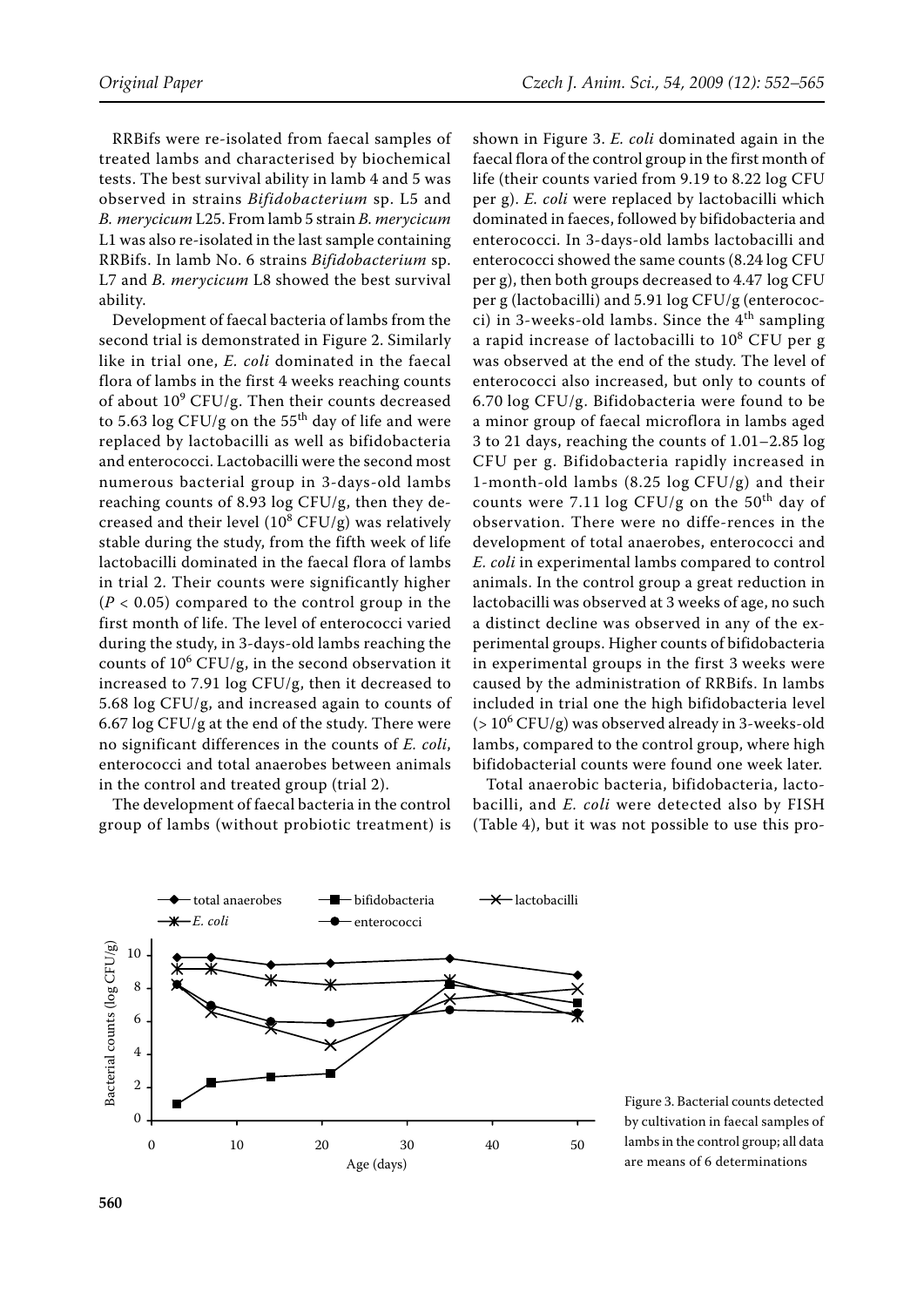RRBifs were re-isolated from faecal samples of treated lambs and characterised by biochemical tests. The best survival ability in lamb 4 and 5 was observed in strains *Bifidobacterium* sp. L5 and *B. merycicum* L25. From lamb 5 strain *B. merycicum* L1 was also re-isolated in the last sample containing RRBifs. In lamb No. 6 strains *Bifidobacterium* sp. L7 and *B. merycicum* L8 showed the best survival ability.

Development of faecal bacteria of lambs from the second trial is demonstrated in Figure 2. Similarly like in trial one, *E. coli* dominated in the faecal flora of lambs in the first 4 weeks reaching counts of about $10^9$ CFU/g. Then their counts decreased to 5.63 log CFU/g on the 55$^{th}$ day of life and were replaced by lactobacilli as well as bifidobacteria and enterococci. Lactobacilli were the second most numerous bacterial group in 3-days-old lambs reaching counts of 8.93 log CFU/g, then they decreased and their level ($10^8$ CFU/g) was relatively stable during the study, from the fifth week of life lactobacilli dominated in the faecal flora of lambs in trial 2. Their counts were significantly higher ($P < 0.05$) compared to the control group in the first month of life. The level of enterococci varied during the study, in 3-days-old lambs reaching the counts of $10^6$ CFU/g, in the second observation it increased to 7.91 log CFU/g, then it decreased to 5.68 log CFU/g, and increased again to counts of 6.67 log CFU/g at the end of the study. There were no significant differences in the counts of *E. coli*, enterococci and total anaerobes between animals in the control and treated group (trial 2).

The development of faecal bacteria in the control group of lambs (without probiotic treatment) is shown in Figure 3. *E. coli* dominated again in the faecal flora of the control group in the first month of life (their counts varied from 9.19 to 8.22 log CFU per g). *E. coli* were replaced by lactobacilli which dominated in faeces, followed by bifidobacteria and enterococci. In 3-days-old lambs lactobacilli and enterococci showed the same counts (8.24 log CFU per g), then both groups decreased to 4.47 log CFU per g (lactobacilli) and 5.91 log CFU/g (enterococci) in 3-weeks-old lambs. Since the 4$^{th}$ sampling a rapid increase of lactobacilli to $10^8$ CFU per g was observed at the end of the study. The level of enterococci also increased, but only to counts of 6.70 log CFU/g. Bifidobacteria were found to be a minor group of faecal microflora in lambs aged 3 to 21 days, reaching the counts of 1.01–2.85 log CFU per g. Bifidobacteria rapidly increased in 1-month-old lambs (8.25 log CFU/g) and their counts were 7.11 log CFU/g on the 50$^{th}$ day of observation. There were no diffe-rences in the development of total anaerobes, enterococci and *E. coli* in experimental lambs compared to control animals. In the control group a great reduction in lactobacilli was observed at 3 weeks of age, no such a distinct decline was observed in any of the experimental groups. Higher counts of bifidobacteria in experimental groups in the first 3 weeks were caused by the administration of RRBifs. In lambs included in trial one the high bifidobacteria level ($> 10^6$ CFU/g) was observed already in 3-weeks-old lambs, compared to the control group, where high bifidobacterial counts were found one week later.

Total anaerobic bacteria, bifidobacteria, lactobacilli, and *E. coli* were detected also by FISH (Table 4), but it was not possible to use this pro-

Figure 3. Bacterial counts detected by cultivation in faecal samples of lambs in the control group; all data are means of 6 determinations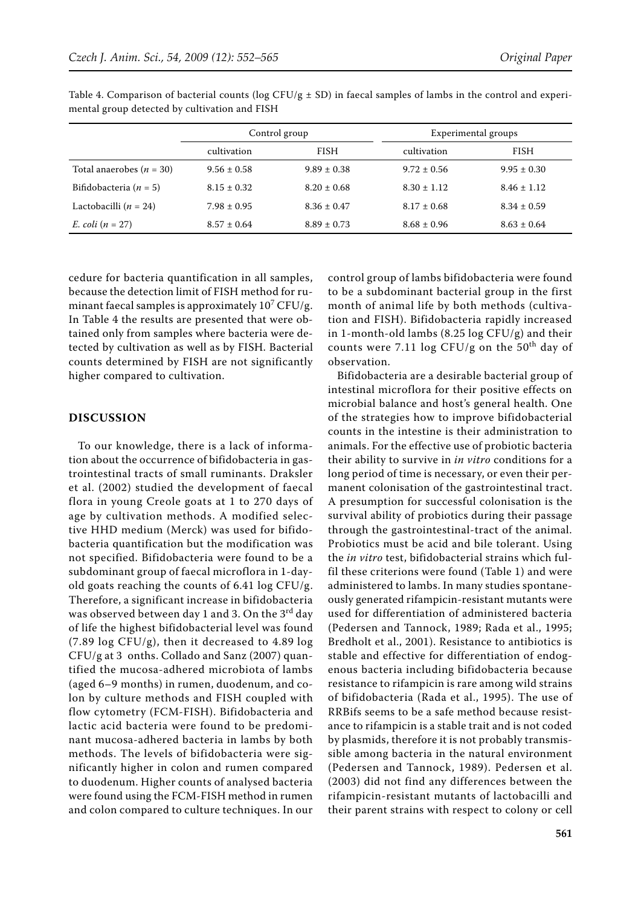Table 4. Comparison of bacterial counts (log CFU/g ± SD) in faecal samples of lambs in the control and experimental group detected by cultivation and FISH

| | Control group | | Experimental groups | |
|---|---|---|---|---|
| | cultivation | FISH | cultivation | FISH |
| Total anaerobes ($n = 30$) | 9.56 ± 0.58 | 9.89 ± 0.38 | 9.72 ± 0.56 | 9.95 ± 0.30 |
| Bifidobacteria ($n = 5$) | 8.15 ± 0.32 | 8.20 ± 0.68 | 8.30 ± 1.12 | 8.46 ± 1.12 |
| Lactobacilli ($n = 24$) | 7.98 ± 0.95 | 8.36 ± 0.47 | 8.17 ± 0.68 | 8.34 ± 0.59 |
| *E. coli* ($n = 27$) | 8.57 ± 0.64 | 8.89 ± 0.73 | 8.68 ± 0.96 | 8.63 ± 0.64 |

cedure for bacteria quantification in all samples, because the detection limit of FISH method for ruminant faecal samples is approximately $10^7$ CFU/g. In Table 4 the results are presented that were obtained only from samples where bacteria were detected by cultivation as well as by FISH. Bacterial counts determined by FISH are not significantly higher compared to cultivation.

## DISCUSSION

To our knowledge, there is a lack of information about the occurrence of bifidobacteria in gastrointestinal tracts of small ruminants. Draksler et al. (2002) studied the development of faecal flora in young Creole goats at 1 to 270 days of age by cultivation methods. A modified selective HHD medium (Merck) was used for bifidobacteria quantification but the modification was not specified. Bifidobacteria were found to be a subdominant group of faecal microflora in 1-day-old goats reaching the counts of 6.41 log CFU/g. Therefore, a significant increase in bifidobacteria was observed between day 1 and 3. On the 3[rd] day of life the highest bifidobacterial level was found (7.89 log CFU/g), then it decreased to 4.89 log CFU/g at 3 onths. Collado and Sanz (2007) quantified the mucosa-adhered microbiota of lambs (aged 6–9 months) in rumen, duodenum, and colon by culture methods and FISH coupled with flow cytometry (FCM-FISH). Bifidobacteria and lactic acid bacteria were found to be predominant mucosa-adhered bacteria in lambs by both methods. The levels of bifidobacteria were significantly higher in colon and rumen compared to duodenum. Higher counts of analysed bacteria were found using the FCM-FISH method in rumen and colon compared to culture techniques. In our control group of lambs bifidobacteria were found to be a subdominant bacterial group in the first month of animal life by both methods (cultivation and FISH). Bifidobacteria rapidly increased in 1-month-old lambs (8.25 log CFU/g) and their counts were 7.11 log CFU/g on the 50[th] day of observation.

Bifidobacteria are a desirable bacterial group of intestinal microflora for their positive effects on microbial balance and host's general health. One of the strategies how to improve bifidobacterial counts in the intestine is their administration to animals. For the effective use of probiotic bacteria their ability to survive in *in vitro* conditions for a long period of time is necessary, or even their permanent colonisation of the gastrointestinal tract. A presumption for successful colonisation is the survival ability of probiotics during their passage through the gastrointestinal-tract of the animal. Probiotics must be acid and bile tolerant. Using the *in vitro* test, bifidobacterial strains which fulfil these criterions were found (Table 1) and were administered to lambs. In many studies spontaneously generated rifampicin-resistant mutants were used for differentiation of administered bacteria (Pedersen and Tannock, 1989; Rada et al., 1995; Bredholt et al., 2001). Resistance to antibiotics is stable and effective for differentiation of endogenous bacteria including bifidobacteria because resistance to rifampicin is rare among wild strains of bifidobacteria (Rada et al., 1995). The use of RRBifs seems to be a safe method because resistance to rifampicin is a stable trait and is not coded by plasmids, therefore it is not probably transmissible among bacteria in the natural environment (Pedersen and Tannock, 1989). Pedersen et al. (2003) did not find any differences between the rifampicin-resistant mutants of lactobacilli and their parent strains with respect to colony or cell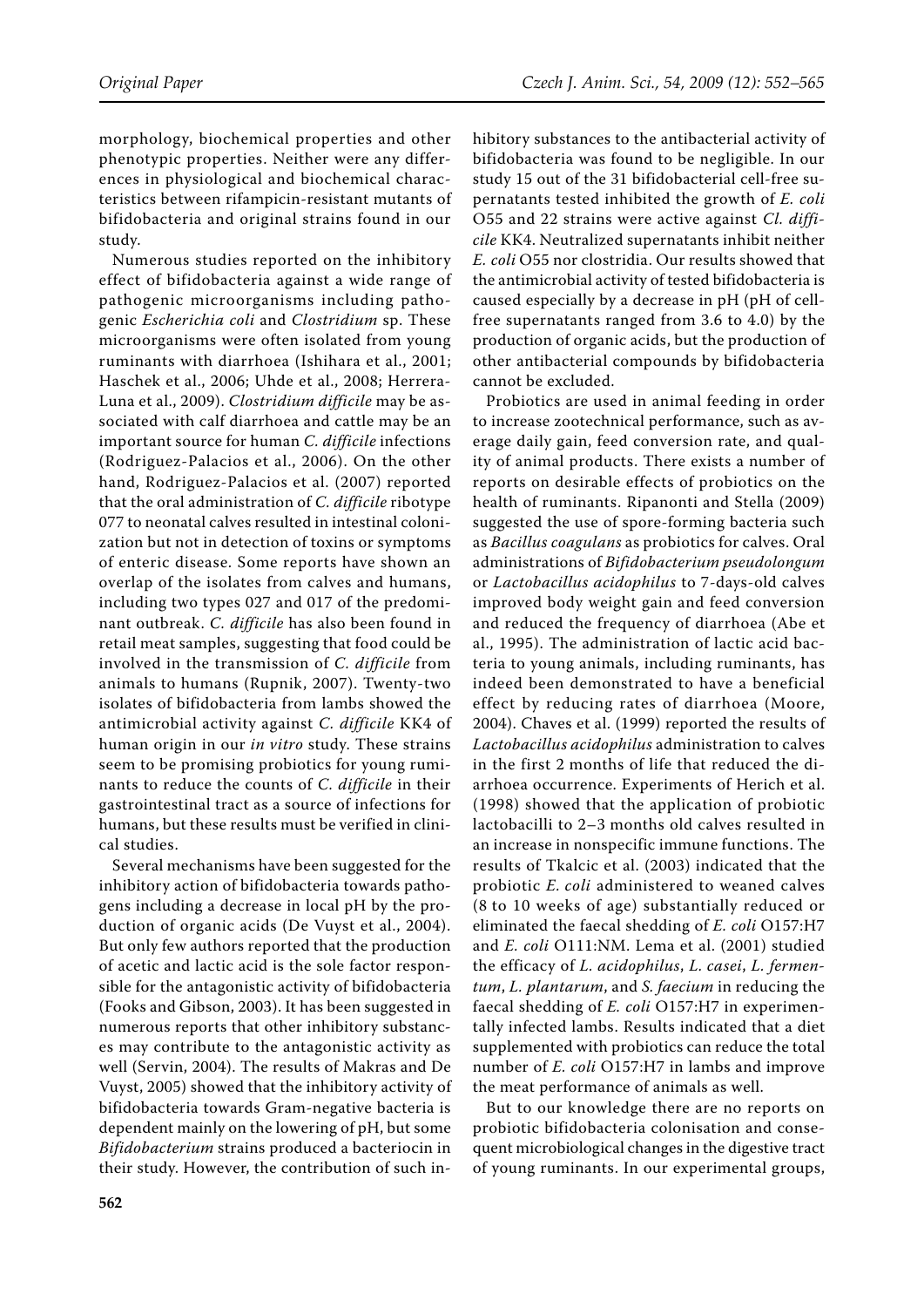morphology, biochemical properties and other phenotypic properties. Neither were any differences in physiological and biochemical characteristics between rifampicin-resistant mutants of bifidobacteria and original strains found in our study.

Numerous studies reported on the inhibitory effect of bifidobacteria against a wide range of pathogenic microorganisms including pathogenic *Escherichia coli* and *Clostridium* sp. These microorganisms were often isolated from young ruminants with diarrhoea (Ishihara et al., 2001; Haschek et al., 2006; Uhde et al., 2008; Herrera-Luna et al., 2009). *Clostridium difficile* may be associated with calf diarrhoea and cattle may be an important source for human *C. difficile* infections (Rodriguez-Palacios et al., 2006). On the other hand, Rodriguez-Palacios et al. (2007) reported that the oral administration of *C. difficile* ribotype 077 to neonatal calves resulted in intestinal colonization but not in detection of toxins or symptoms of enteric disease. Some reports have shown an overlap of the isolates from calves and humans, including two types 027 and 017 of the predominant outbreak. *C. difficile* has also been found in retail meat samples, suggesting that food could be involved in the transmission of *C. difficile* from animals to humans (Rupnik, 2007). Twenty-two isolates of bifidobacteria from lambs showed the antimicrobial activity against *C. difficile* KK4 of human origin in our *in vitro* study. These strains seem to be promising probiotics for young ruminants to reduce the counts of *C. difficile* in their gastrointestinal tract as a source of infections for humans, but these results must be verified in clinical studies.

Several mechanisms have been suggested for the inhibitory action of bifidobacteria towards pathogens including a decrease in local pH by the production of organic acids (De Vuyst et al., 2004). But only few authors reported that the production of acetic and lactic acid is the sole factor responsible for the antagonistic activity of bifidobacteria (Fooks and Gibson, 2003). It has been suggested in numerous reports that other inhibitory substances may contribute to the antagonistic activity as well (Servin, 2004). The results of Makras and De Vuyst, 2005) showed that the inhibitory activity of bifidobacteria towards Gram-negative bacteria is dependent mainly on the lowering of pH, but some *Bifidobacterium* strains produced a bacteriocin in their study. However, the contribution of such inhibitory substances to the antibacterial activity of bifidobacteria was found to be negligible. In our study 15 out of the 31 bifidobacterial cell-free supernatants tested inhibited the growth of *E. coli* O55 and 22 strains were active against *Cl. difficile* KK4. Neutralized supernatants inhibit neither *E. coli* O55 nor clostridia. Our results showed that the antimicrobial activity of tested bifidobacteria is caused especially by a decrease in pH (pH of cell-free supernatants ranged from 3.6 to 4.0) by the production of organic acids, but the production of other antibacterial compounds by bifidobacteria cannot be excluded.

Probiotics are used in animal feeding in order to increase zootechnical performance, such as average daily gain, feed conversion rate, and quality of animal products. There exists a number of reports on desirable effects of probiotics on the health of ruminants. Ripanonti and Stella (2009) suggested the use of spore-forming bacteria such as *Bacillus coagulans* as probiotics for calves. Oral administrations of *Bifidobacterium pseudolongum* or *Lactobacillus acidophilus* to 7-days-old calves improved body weight gain and feed conversion and reduced the frequency of diarrhoea (Abe et al., 1995). The administration of lactic acid bacteria to young animals, including ruminants, has indeed been demonstrated to have a beneficial effect by reducing rates of diarrhoea (Moore, 2004). Chaves et al. (1999) reported the results of *Lactobacillus acidophilus* administration to calves in the first 2 months of life that reduced the diarrhoea occurrence. Experiments of Herich et al. (1998) showed that the application of probiotic lactobacilli to 2–3 months old calves resulted in an increase in nonspecific immune functions. The results of Tkalcic et al. (2003) indicated that the probiotic *E. coli* administered to weaned calves (8 to 10 weeks of age) substantially reduced or eliminated the faecal shedding of *E. coli* O157:H7 and *E. coli* O111:NM. Lema et al. (2001) studied the efficacy of *L. acidophilus*, *L. casei*, *L. fermentum*, *L. plantarum*, and *S. faecium* in reducing the faecal shedding of *E. coli* O157:H7 in experimentally infected lambs. Results indicated that a diet supplemented with probiotics can reduce the total number of *E. coli* O157:H7 in lambs and improve the meat performance of animals as well.

But to our knowledge there are no reports on probiotic bifidobacteria colonisation and consequent microbiological changes in the digestive tract of young ruminants. In our experimental groups,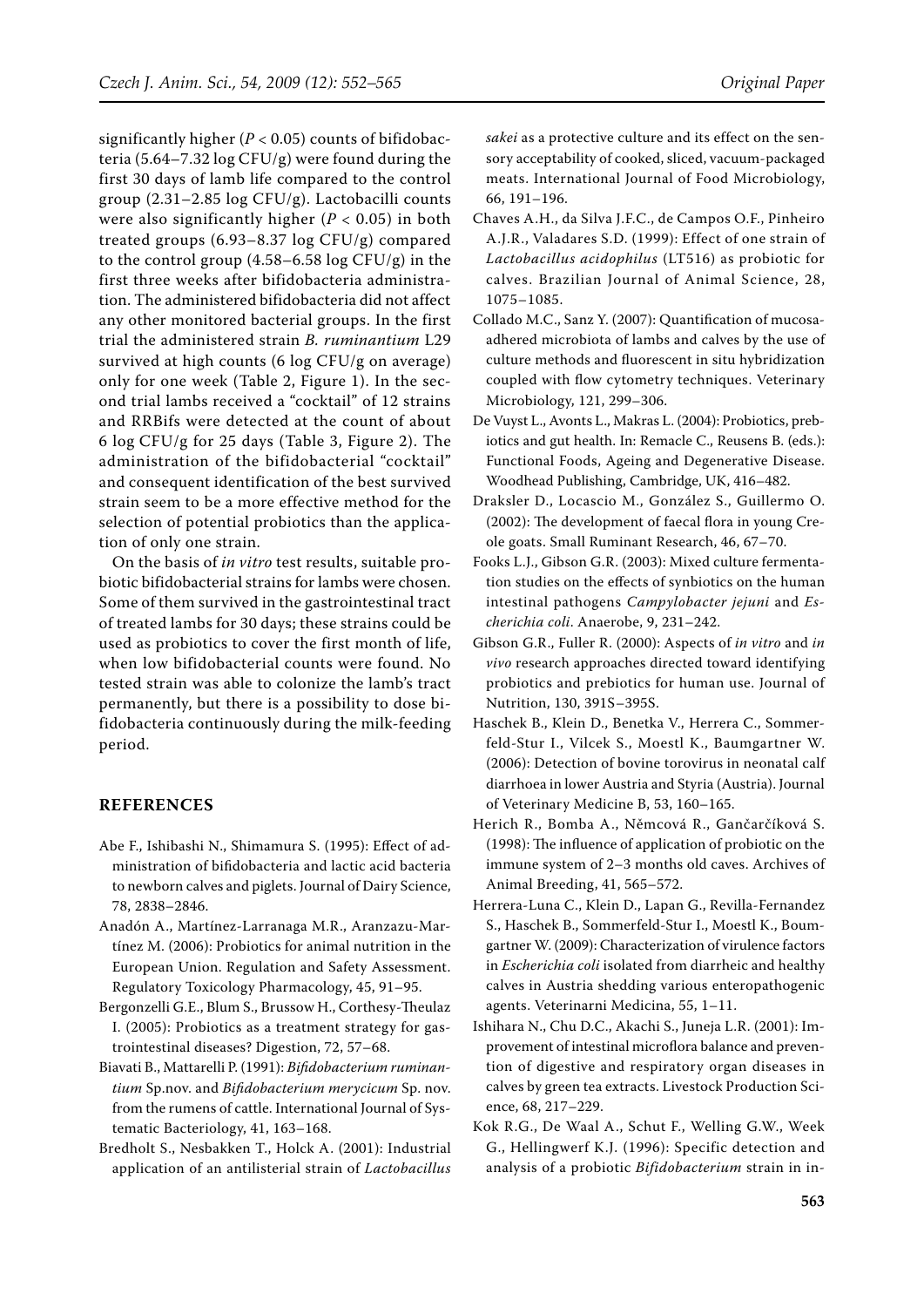significantly higher ($P < 0.05$) counts of bifidobacteria (5.64–7.32 log CFU/g) were found during the first 30 days of lamb life compared to the control group (2.31–2.85 log CFU/g). Lactobacilli counts were also significantly higher ($P < 0.05$) in both treated groups (6.93–8.37 log CFU/g) compared to the control group (4.58–6.58 log CFU/g) in the first three weeks after bifidobacteria administration. The administered bifidobacteria did not affect any other monitored bacterial groups. In the first trial the administered strain *B. ruminantium* L29 survived at high counts (6 log CFU/g on average) only for one week (Table 2, Figure 1). In the second trial lambs received a "cocktail" of 12 strains and RRBifs were detected at the count of about 6 log CFU/g for 25 days (Table 3, Figure 2). The administration of the bifidobacterial "cocktail" and consequent identification of the best survived strain seem to be a more effective method for the selection of potential probiotics than the application of only one strain.

On the basis of *in vitro* test results, suitable probiotic bifidobacterial strains for lambs were chosen. Some of them survived in the gastrointestinal tract of treated lambs for 30 days; these strains could be used as probiotics to cover the first month of life, when low bifidobacterial counts were found. No tested strain was able to colonize the lamb's tract permanently, but there is a possibility to dose bifidobacteria continuously during the milk-feeding period.

## REFERENCES

Abe F., Ishibashi N., Shimamura S. (1995): Effect of administration of bifidobacteria and lactic acid bacteria to newborn calves and piglets. Journal of Dairy Science, 78, 2838–2846.

Anadón A., Martínez-Larranaga M.R., Aranzazu-Martínez M. (2006): Probiotics for animal nutrition in the European Union. Regulation and Safety Assessment. Regulatory Toxicology Pharmacology, 45, 91–95.

Bergonzelli G.E., Blum S., Brussow H., Corthesy-Theulaz I. (2005): Probiotics as a treatment strategy for gastrointestinal diseases? Digestion, 72, 57–68.

Biavati B., Mattarelli P. (1991): *Bifidobacterium ruminantium* Sp.nov. and *Bifidobacterium merycicum* Sp. nov. from the rumens of cattle. International Journal of Systematic Bacteriology, 41, 163–168.

Bredholt S., Nesbakken T., Holck A. (2001): Industrial application of an antilisterial strain of *Lactobacillus sakei* as a protective culture and its effect on the sensory acceptability of cooked, sliced, vacuum-packaged meats. International Journal of Food Microbiology, 66, 191–196.

Chaves A.H., da Silva J.F.C., de Campos O.F., Pinheiro A.J.R., Valadares S.D. (1999): Effect of one strain of *Lactobacillus acidophilus* (LT516) as probiotic for calves. Brazilian Journal of Animal Science, 28, 1075–1085.

Collado M.C., Sanz Y. (2007): Quantification of mucosa-adhered microbiota of lambs and calves by the use of culture methods and fluorescent in situ hybridization coupled with flow cytometry techniques. Veterinary Microbiology, 121, 299–306.

De Vuyst L., Avonts L., Makras L. (2004): Probiotics, prebiotics and gut health. In: Remacle C., Reusens B. (eds.): Functional Foods, Ageing and Degenerative Disease. Woodhead Publishing, Cambridge, UK, 416–482.

Draksler D., Locascio M., González S., Guillermo O. (2002): The development of faecal flora in young Creole goats. Small Ruminant Research, 46, 67–70.

Fooks L.J., Gibson G.R. (2003): Mixed culture fermentation studies on the effects of synbiotics on the human intestinal pathogens *Campylobacter jejuni* and *Escherichia coli*. Anaerobe, 9, 231–242.

Gibson G.R., Fuller R. (2000): Aspects of *in vitro* and *in vivo* research approaches directed toward identifying probiotics and prebiotics for human use. Journal of Nutrition, 130, 391S–395S.

Haschek B., Klein D., Benetka V., Herrera C., Sommerfeld-Stur I., Vilcek S., Moestl K., Baumgartner W. (2006): Detection of bovine torovirus in neonatal calf diarrhoea in lower Austria and Styria (Austria). Journal of Veterinary Medicine B, 53, 160–165.

Herich R., Bomba A., Němcová R., Gančarčíková S. (1998): The influence of application of probiotic on the immune system of 2–3 months old caves. Archives of Animal Breeding, 41, 565–572.

Herrera-Luna C., Klein D., Lapan G., Revilla-Fernandez S., Haschek B., Sommerfeld-Stur I., Moestl K., Boumgartner W. (2009): Characterization of virulence factors in *Escherichia coli* isolated from diarrheic and healthy calves in Austria shedding various enteropathogenic agents. Veterinarni Medicina, 55, 1–11.

Ishihara N., Chu D.C., Akachi S., Juneja L.R. (2001): Improvement of intestinal microflora balance and prevention of digestive and respiratory organ diseases in calves by green tea extracts. Livestock Production Science, 68, 217–229.

Kok R.G., De Waal A., Schut F., Welling G.W., Week G., Hellingwerf K.J. (1996): Specific detection and analysis of a probiotic *Bifidobacterium* strain in in-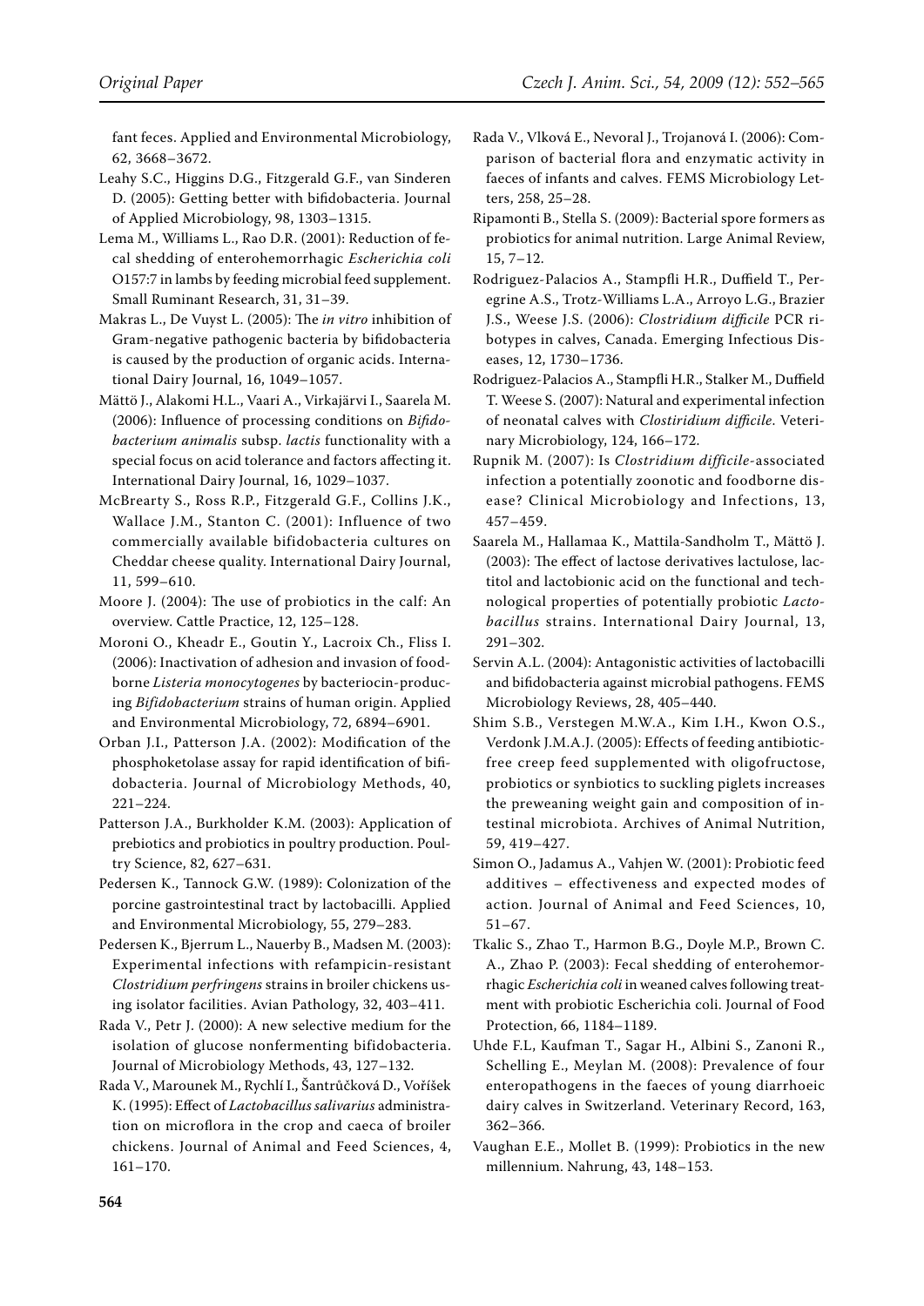fant feces. Applied and Environmental Microbiology, 62, 3668–3672.

Leahy S.C., Higgins D.G., Fitzgerald G.F., van Sinderen D. (2005): Getting better with bifidobacteria. Journal of Applied Microbiology, 98, 1303–1315.

Lema M., Williams L., Rao D.R. (2001): Reduction of fecal shedding of enterohemorrhagic *Escherichia coli* O157:7 in lambs by feeding microbial feed supplement. Small Ruminant Research, 31, 31–39.

Makras L., De Vuyst L. (2005): The *in vitro* inhibition of Gram-negative pathogenic bacteria by bifidobacteria is caused by the production of organic acids. International Dairy Journal, 16, 1049–1057.

Mättö J., Alakomi H.L., Vaari A., Virkajärvi I., Saarela M. (2006): Influence of processing conditions on *Bifidobacterium animalis* subsp. *lactis* functionality with a special focus on acid tolerance and factors affecting it. International Dairy Journal, 16, 1029–1037.

McBrearty S., Ross R.P., Fitzgerald G.F., Collins J.K., Wallace J.M., Stanton C. (2001): Influence of two commercially available bifidobacteria cultures on Cheddar cheese quality. International Dairy Journal, 11, 599–610.

Moore J. (2004): The use of probiotics in the calf: An overview. Cattle Practice, 12, 125–128.

Moroni O., Kheadr E., Goutin Y., Lacroix Ch., Fliss I. (2006): Inactivation of adhesion and invasion of foodborne *Listeria monocytogenes* by bacteriocin-producing *Bifidobacterium* strains of human origin. Applied and Environmental Microbiology, 72, 6894–6901.

Orban J.I., Patterson J.A. (2002): Modification of the phosphoketolase assay for rapid identification of bifidobacteria. Journal of Microbiology Methods, 40, 221–224.

Patterson J.A., Burkholder K.M. (2003): Application of prebiotics and probiotics in poultry production. Poultry Science, 82, 627–631.

Pedersen K., Tannock G.W. (1989): Colonization of the porcine gastrointestinal tract by lactobacilli. Applied and Environmental Microbiology, 55, 279–283.

Pedersen K., Bjerrum L., Nauerby B., Madsen M. (2003): Experimental infections with refampicin-resistant *Clostridium perfringens* strains in broiler chickens using isolator facilities. Avian Pathology, 32, 403–411.

Rada V., Petr J. (2000): A new selective medium for the isolation of glucose nonfermenting bifidobacteria. Journal of Microbiology Methods, 43, 127–132.

Rada V., Marounek M., Rychlí I., Šantrůčková D., Voříšek K. (1995): Effect of *Lactobacillus salivarius* administration on microflora in the crop and caeca of broiler chickens. Journal of Animal and Feed Sciences, 4, 161–170.

Rada V., Vlková E., Nevoral J., Trojanová I. (2006): Comparison of bacterial flora and enzymatic activity in faeces of infants and calves. FEMS Microbiology Letters, 258, 25–28.

Ripamonti B., Stella S. (2009): Bacterial spore formers as probiotics for animal nutrition. Large Animal Review, 15, 7–12.

Rodriguez-Palacios A., Stampfli H.R., Duffield T., Peregrine A.S., Trotz-Williams L.A., Arroyo L.G., Brazier J.S., Weese J.S. (2006): *Clostridium difficile* PCR ribotypes in calves, Canada. Emerging Infectious Diseases, 12, 1730–1736.

Rodriguez-Palacios A., Stampfli H.R., Stalker M., Duffield T. Weese S. (2007): Natural and experimental infection of neonatal calves with *Clostiridium difficile*. Veterinary Microbiology, 124, 166–172.

Rupnik M. (2007): Is *Clostridium difficile*-associated infection a potentially zoonotic and foodborne disease? Clinical Microbiology and Infections, 13, 457–459.

Saarela M., Hallamaa K., Mattila-Sandholm T., Mättö J. (2003): The effect of lactose derivatives lactulose, lactitol and lactobionic acid on the functional and technological properties of potentially probiotic *Lactobacillus* strains. International Dairy Journal, 13, 291–302.

Servin A.L. (2004): Antagonistic activities of lactobacilli and bifidobacteria against microbial pathogens. FEMS Microbiology Reviews, 28, 405–440.

Shim S.B., Verstegen M.W.A., Kim I.H., Kwon O.S., Verdonk J.M.A.J. (2005): Effects of feeding antibiotic-free creep feed supplemented with oligofructose, probiotics or synbiotics to suckling piglets increases the preweaning weight gain and composition of intestinal microbiota. Archives of Animal Nutrition, 59, 419–427.

Simon O., Jadamus A., Vahjen W. (2001): Probiotic feed additives – effectiveness and expected modes of action. Journal of Animal and Feed Sciences, 10, 51–67.

Tkalic S., Zhao T., Harmon B.G., Doyle M.P., Brown C. A., Zhao P. (2003): Fecal shedding of enterohemorrhagic *Escherichia coli* in weaned calves following treatment with probiotic Escherichia coli. Journal of Food Protection, 66, 1184–1189.

Uhde F.L., Kaufman T., Sagar H., Albini S., Zanoni R., Schelling E., Meylan M. (2008): Prevalence of four enteropathogens in the faeces of young diarrhoeic dairy calves in Switzerland. Veterinary Record, 163, 362–366.

Vaughan E.E., Mollet B. (1999): Probiotics in the new millennium. Nahrung, 43, 148–153.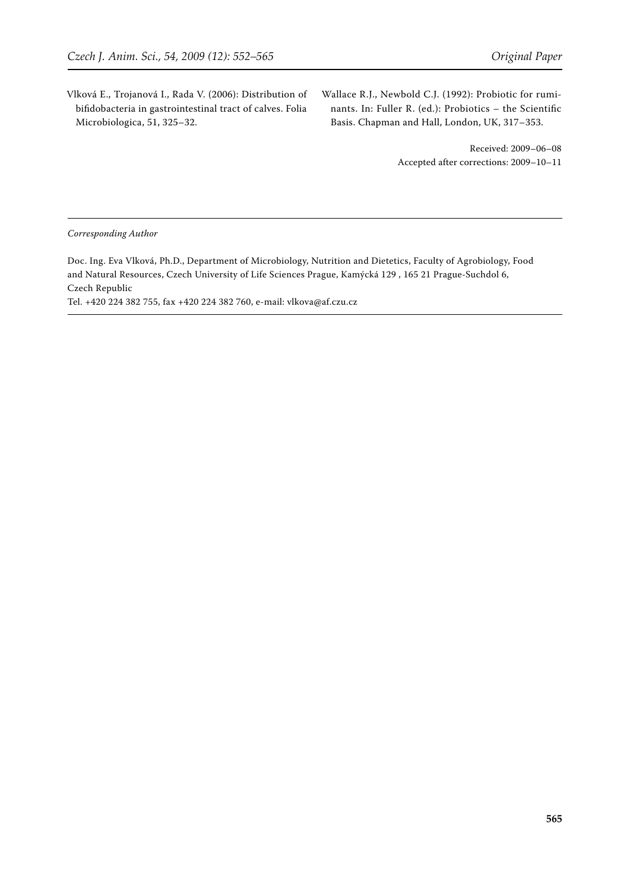Vlková E., Trojanová I., Rada V. (2006): Distribution of bifidobacteria in gastrointestinal tract of calves. Folia Microbiologica, 51, 325–32.

Wallace R.J., Newbold C.J. (1992): Probiotic for ruminants. In: Fuller R. (ed.): Probiotics – the Scientific Basis. Chapman and Hall, London, UK, 317–353.

Received: 2009–06–08
Accepted after corrections: 2009–10–11

*Corresponding Author*

Doc. Ing. Eva Vlková, Ph.D., Department of Microbiology, Nutrition and Dietetics, Faculty of Agrobiology, Food and Natural Resources, Czech University of Life Sciences Prague, Kamýcká 129 , 165 21 Prague-Suchdol 6, Czech Republic
Tel. +420 224 382 755, fax +420 224 382 760, e-mail: vlkova@af.czu.cz